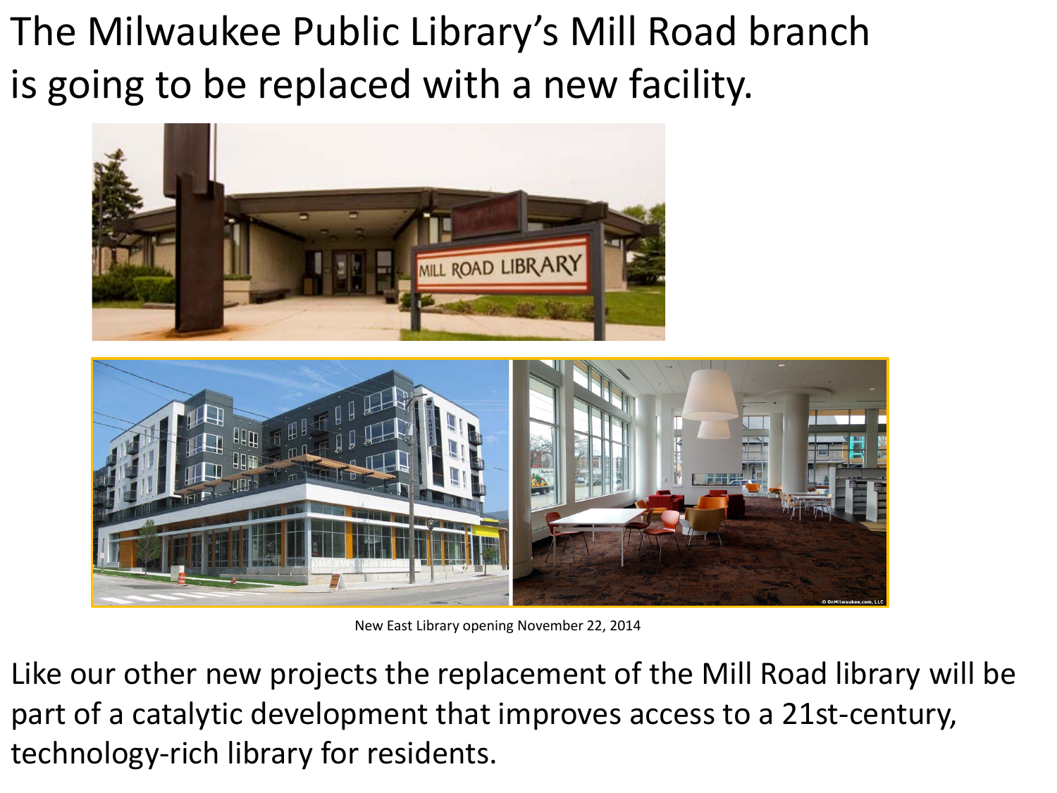The Milwaukee Public Library's Mill Road branch is going to be replaced with a new facility.

New East Library opening November 22, 2014

Like our other new projects the replacement of the Mill Road library will be part of a catalytic development that improves access to a 21st-century, technology-rich library for residents.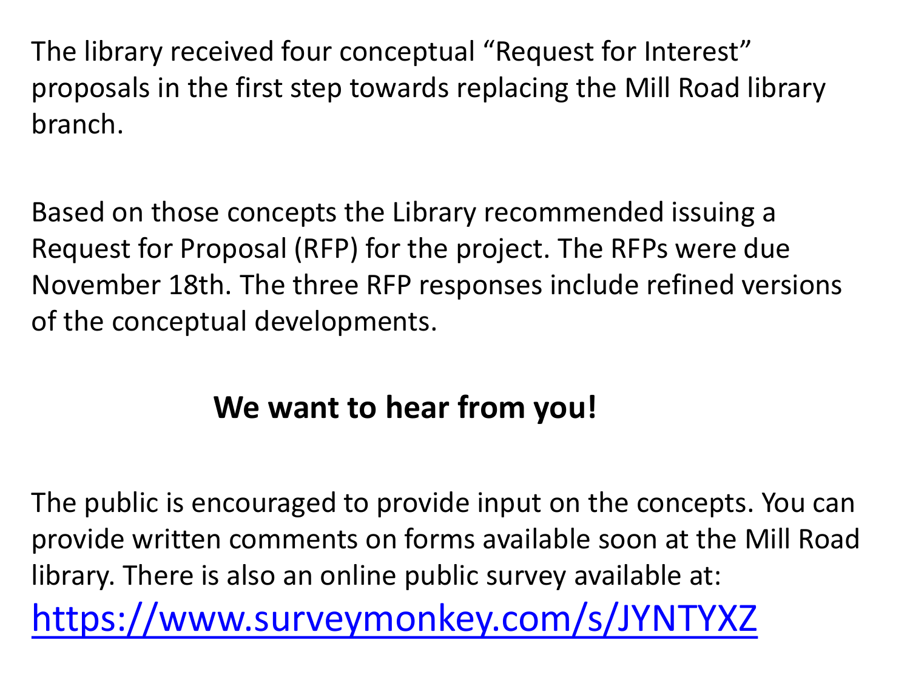The library received four conceptual “Request for Interest” proposals in the first step towards replacing the Mill Road library branch.

Based on those concepts the Library recommended issuing a Request for Proposal (RFP) for the project. The RFPs were due November 18th. The three RFP responses include refined versions of the conceptual developments.

**We want to hear from you!**

The public is encouraged to provide input on the concepts. You can provide written comments on forms available soon at the Mill Road library. There is also an online public survey available at:

https://www.surveymonkey.com/s/JYNTYXZ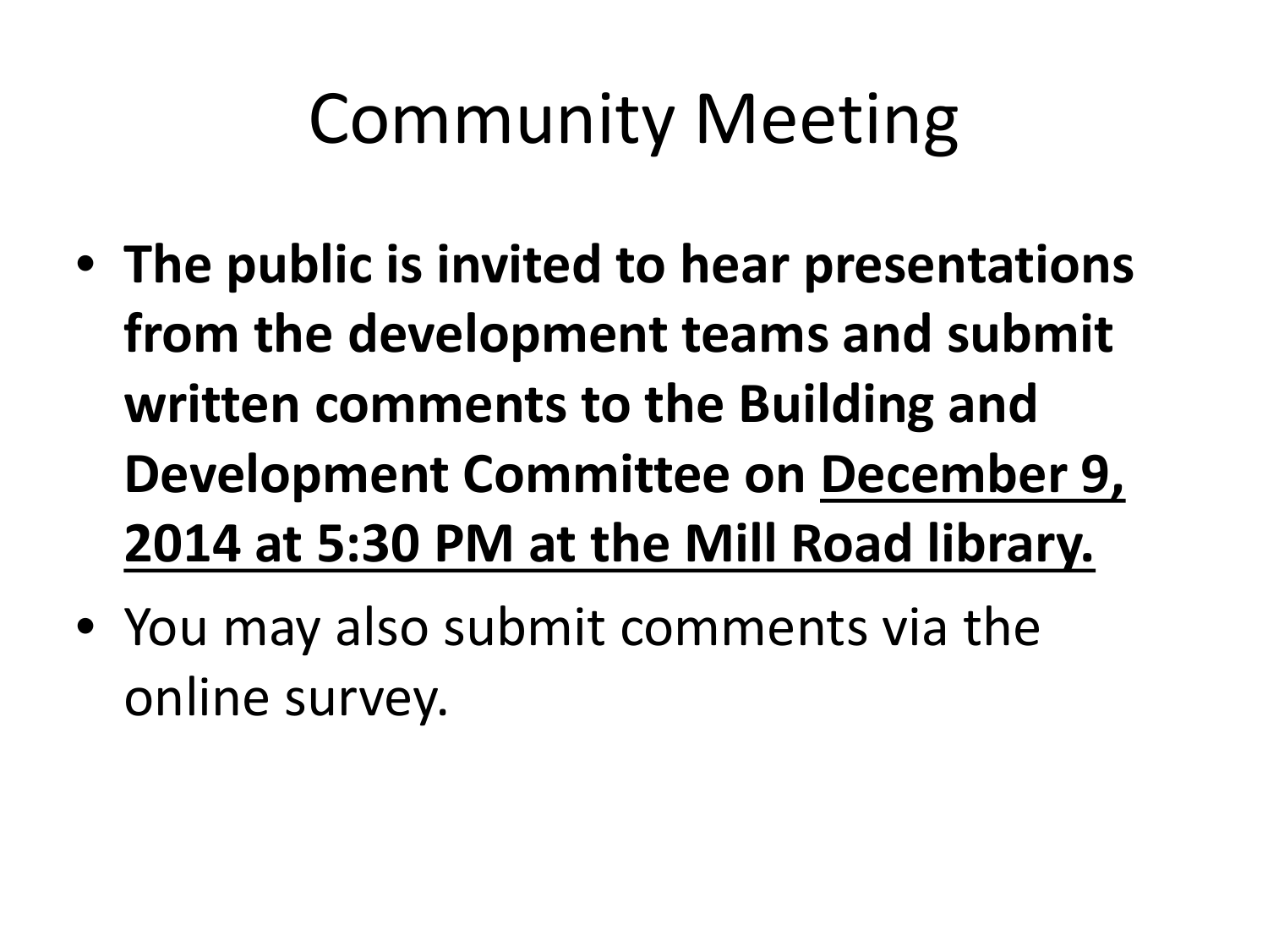# Community Meeting

- **The public is invited to hear presentations from the development teams and submit written comments to the Building and Development Committee on <u>December 9, 2014 at 5:30 PM at the Mill Road library.</u>**
- You may also submit comments via the online survey.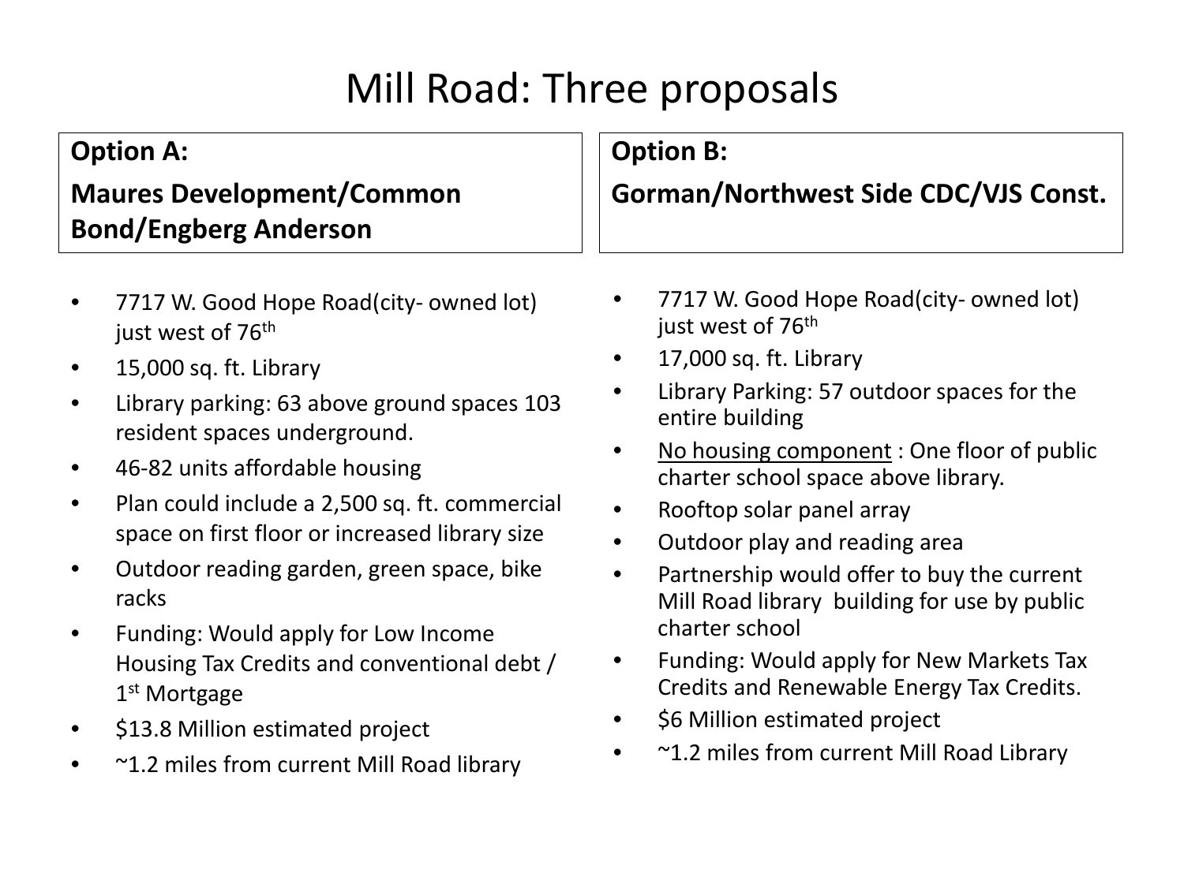# Mill Road: Three proposals

**Option A:**

**Maures Development/Common Bond/Engberg Anderson**

- 7717 W. Good Hope Road(city- owned lot) just west of 76th
- 15,000 sq. ft. Library
- Library parking: 63 above ground spaces 103 resident spaces underground.
- 46-82 units affordable housing
- Plan could include a 2,500 sq. ft. commercial space on first floor or increased library size
- Outdoor reading garden, green space, bike racks
- Funding: Would apply for Low Income Housing Tax Credits and conventional debt / 1st Mortgage
- \$13.8 Million estimated project
- ~1.2 miles from current Mill Road library

**Option B:**

**Gorman/Northwest Side CDC/VJS Const.**

- 7717 W. Good Hope Road(city- owned lot) just west of 76th
- 17,000 sq. ft. Library
- Library Parking: 57 outdoor spaces for the entire building
- <u>No housing component</u> : One floor of public charter school space above library.
- Rooftop solar panel array
- Outdoor play and reading area
- Partnership would offer to buy the current Mill Road library building for use by public charter school
- Funding: Would apply for New Markets Tax Credits and Renewable Energy Tax Credits.
- \$6 Million estimated project
- ~1.2 miles from current Mill Road Library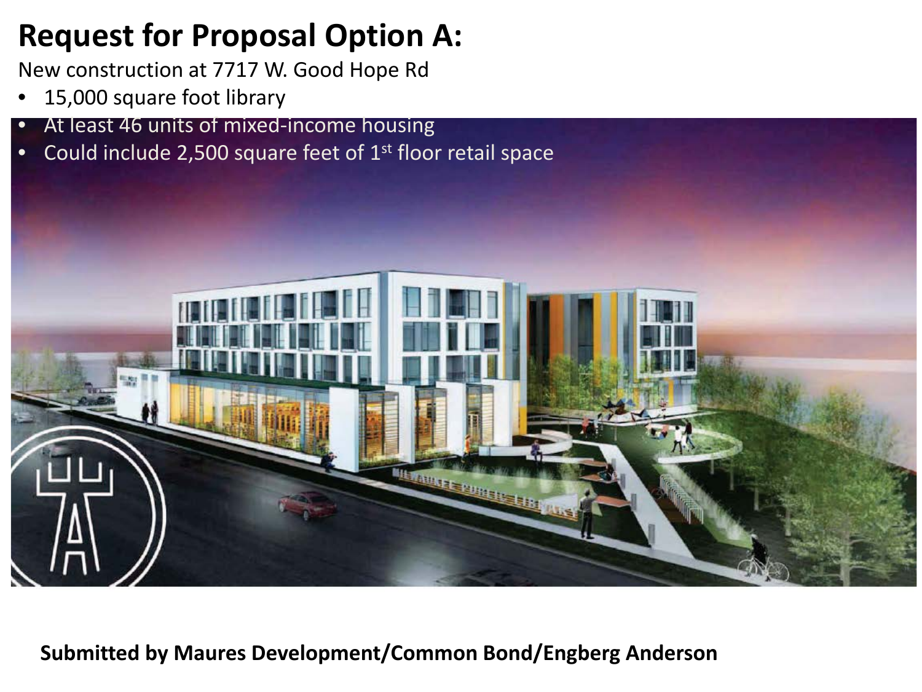# Request for Proposal Option A:

New construction at 7717 W. Good Hope Rd

- 15,000 square foot library
- At least 46 units of mixed-income housing
- Could include 2,500 square feet of 1st floor retail space

**Submitted by Maures Development/Common Bond/Engberg Anderson**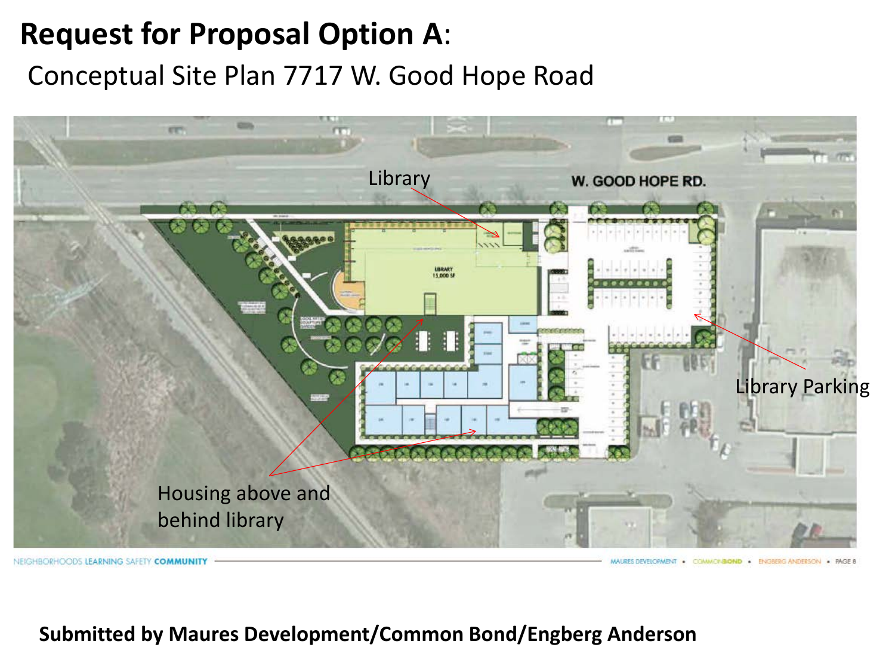# **Request for Proposal Option A**:

Conceptual Site Plan 7717 W. Good Hope Road

Library

W. GOOD HOPE RD.

Library Parking

Housing above and behind library

NEIGHBORHOODS LEARNING SAFETY **COMMUNITY**

MAURES DEVELOPMENT • COMMONBOND • ENGBERG ANDERSON

**Submitted by Maures Development/Common Bond/Engberg Anderson**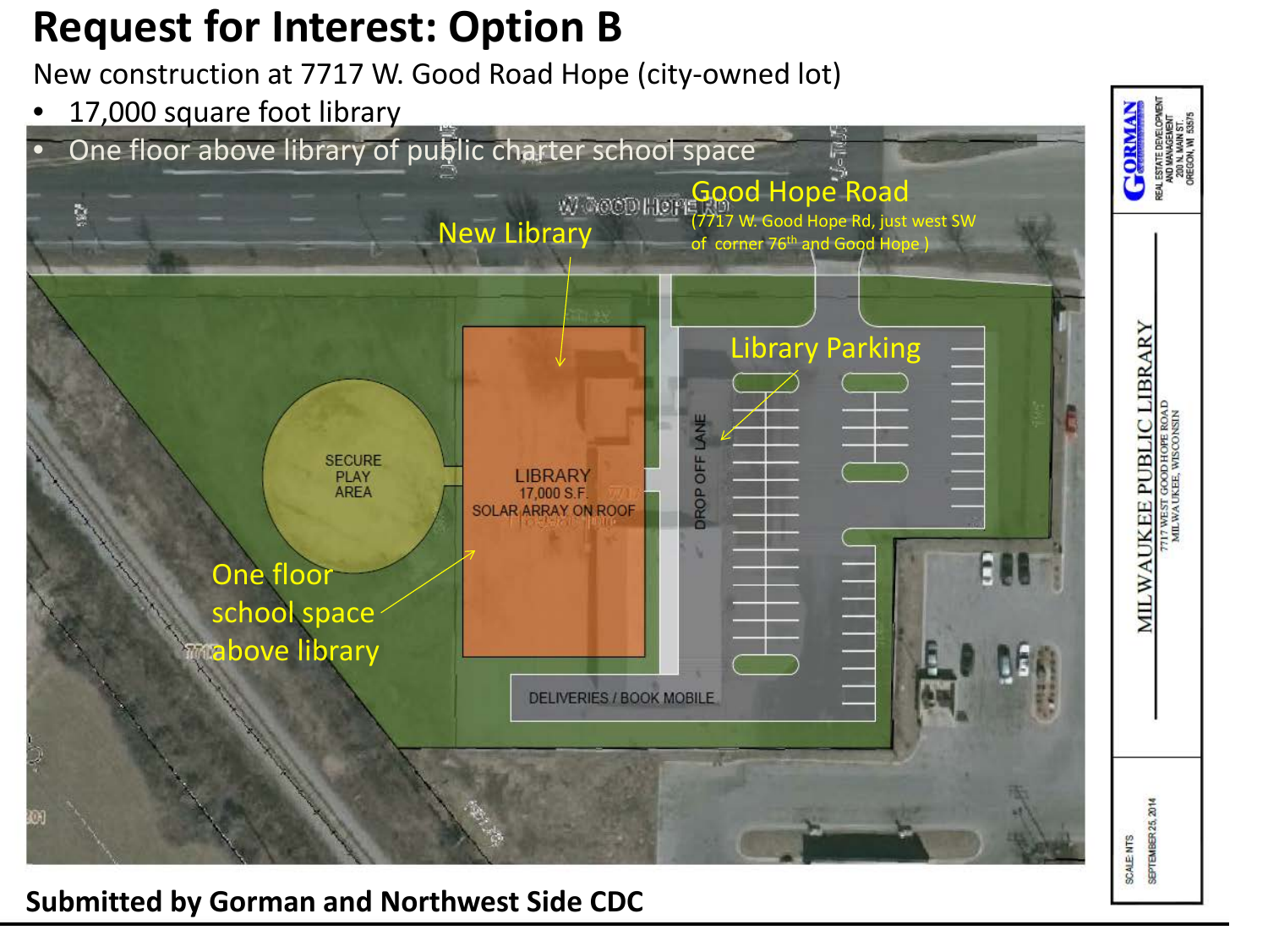# Request for Interest: Option B

New construction at 7717 W. Good Road Hope (city-owned lot)

- 17,000 square foot library
- One floor above library of public charter school space

Good Hope Road

(7717 W. Good Hope Rd, just west SW of corner 76th and Good Hope )

New Library

Library Parking

SECURE PLAY AREA

LIBRARY
17,000 S.F.
SOLAR ARRAY ON ROOF

DROP OFF LANE

One floor school space above library

DELIVERIES / BOOK MOBILE

GORMAN
REAL ESTATE DEVELOPMENT AND MANAGEMENT
200 N. MAIN ST.
OREGON, WI 53575

MILWAUKEE PUBLIC LIBRARY
7717 WEST GOOD HOPE ROAD
MILWAUKEE, WISCONSIN

SCALE: NTS
SEPTEMBER 25, 2014

**Submitted by Gorman and Northwest Side CDC**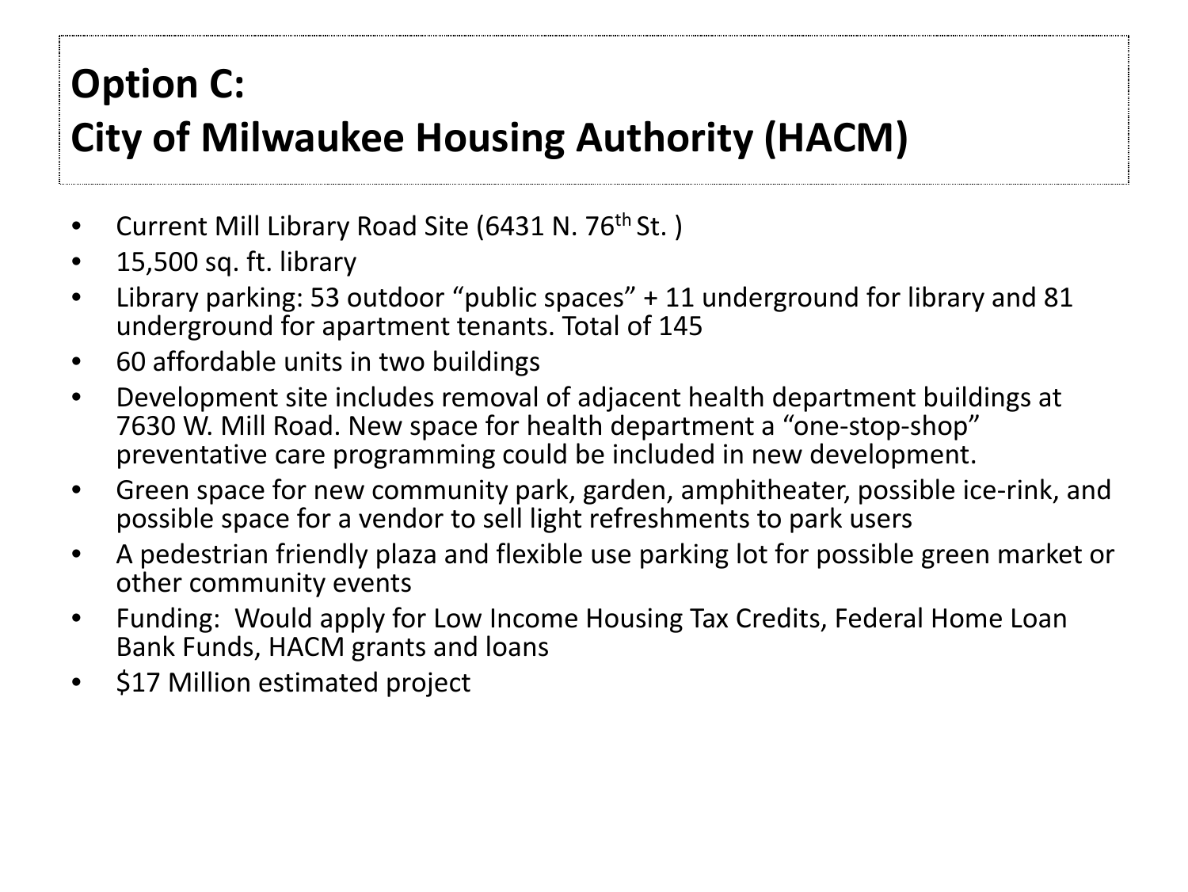# Option C:
# City of Milwaukee Housing Authority (HACM)

- Current Mill Library Road Site (6431 N. 76th St. )
- 15,500 sq. ft. library
- Library parking: 53 outdoor "public spaces" + 11 underground for library and 81 underground for apartment tenants. Total of 145
- 60 affordable units in two buildings
- Development site includes removal of adjacent health department buildings at 7630 W. Mill Road. New space for health department a "one-stop-shop" preventative care programming could be included in new development.
- Green space for new community park, garden, amphitheater, possible ice-rink, and possible space for a vendor to sell light refreshments to park users
- A pedestrian friendly plaza and flexible use parking lot for possible green market or other community events
- Funding: Would apply for Low Income Housing Tax Credits, Federal Home Loan Bank Funds, HACM grants and loans
- $17 Million estimated project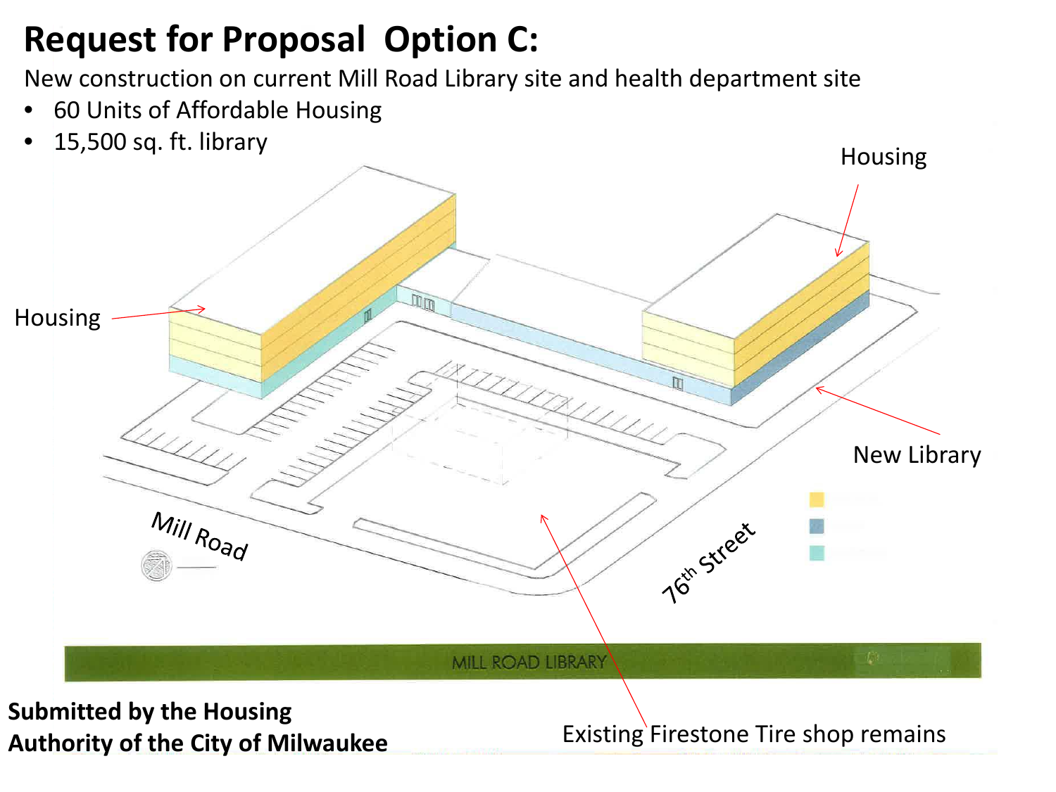# Request for Proposal Option C:

New construction on current Mill Road Library site and health department site

- 60 Units of Affordable Housing
- 15,500 sq. ft. library

Housing

Housing

New Library

Mill Road

$76^{th}$ Street

MILL ROAD LIBRARY

Existing Firestone Tire shop remains

**Submitted by the Housing Authority of the City of Milwaukee**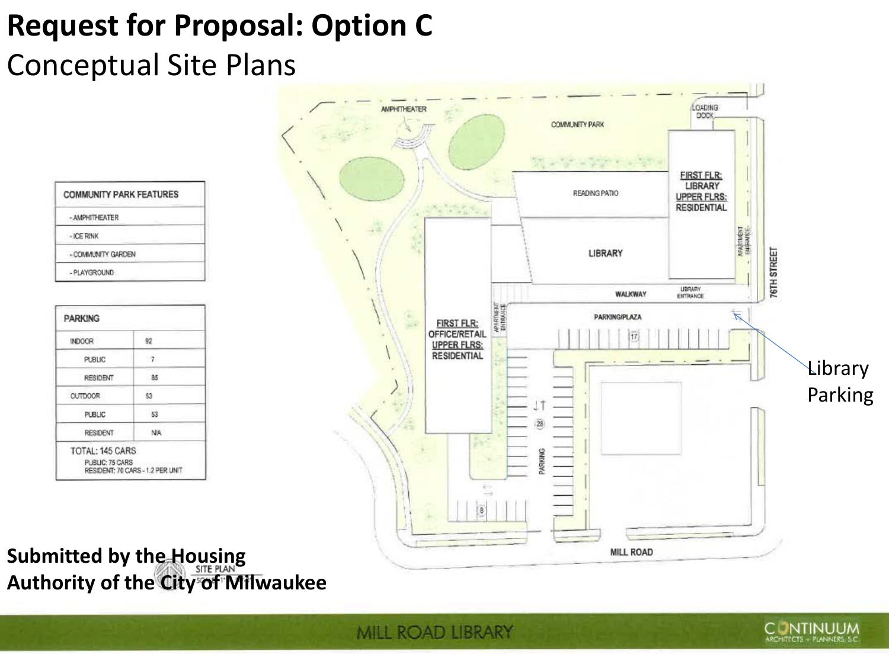# Request for Proposal: Option C

## Conceptual Site Plans

| COMMUNITY PARK FEATURES |
|---|
| - AMPHITHEATER |
| - ICE RINK |
| - COMMUNITY GARDEN |
| - PLAYGROUND |

| PARKING | |
|---|---|
| INDOOR | 92 |
| PUBLIC | 7 |
| RESIDENT | 85 |
| OUTDOOR | 53 |
| PUBLIC | 53 |
| RESIDENT | N/A |
| TOTAL: 145 CARS<br>PUBLIC: 75 CARS<br>RESIDENT: 70 CARS - 1.2 PER UNIT | |

AMPHITHEATER

COMMUNITY PARK

LOADING DOCK

READING PATIO

FIRST FLR: LIBRARY
UPPER FLRS: RESIDENTIAL

LIBRARY

APARTMENT ENTRANCE

WALKWAY

LIBRARY ENTRANCE

76TH STREET

PARKING/PLAZA

17

Library Parking

FIRST FLR: OFFICE/RETAIL
UPPER FLRS: RESIDENTIAL

APARTMENT ENTRANCE

28

PARKING

8

MILL ROAD

SITE PLAN

**Submitted by the Housing Authority of the City of Milwaukee**

MILL ROAD LIBRARY

CONTINUUM ARCHITECTS + PLANNERS, S.C.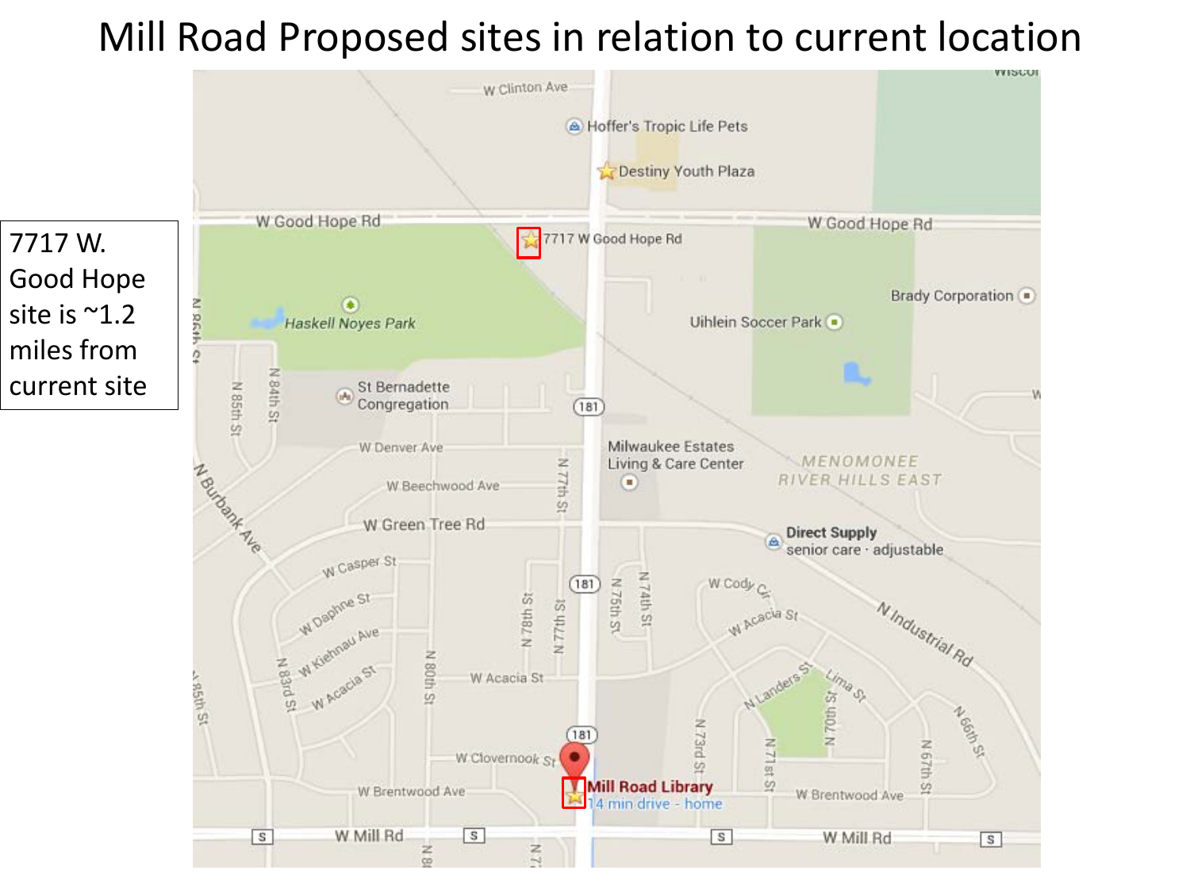# Mill Road Proposed sites in relation to current location

7717 W. Good Hope site is ~1.2 miles from current site